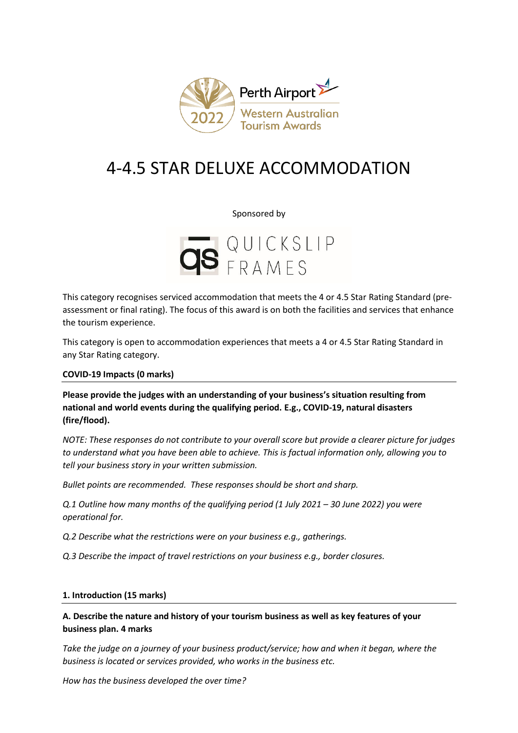Perth Airport Western Australian Tourism Awards 2022

# 4-4.5 STAR DELUXE ACCOMMODATION

Sponsored by

QUICKSLIP FRAMES

This category recognises serviced accommodation that meets the 4 or 4.5 Star Rating Standard (pre-assessment or final rating). The focus of this award is on both the facilities and services that enhance the tourism experience.

This category is open to accommodation experiences that meets a 4 or 4.5 Star Rating Standard in any Star Rating category.

## COVID-19 Impacts (0 marks)

**Please provide the judges with an understanding of your business's situation resulting from national and world events during the qualifying period. E.g., COVID-19, natural disasters (fire/flood).**

*NOTE: These responses do not contribute to your overall score but provide a clearer picture for judges to understand what you have been able to achieve. This is factual information only, allowing you to tell your business story in your written submission.*

*Bullet points are recommended. These responses should be short and sharp.*

*Q.1 Outline how many months of the qualifying period (1 July 2021 – 30 June 2022) you were operational for.*

*Q.2 Describe what the restrictions were on your business e.g., gatherings.*

*Q.3 Describe the impact of travel restrictions on your business e.g., border closures.*

## 1. Introduction (15 marks)

**A. Describe the nature and history of your tourism business as well as key features of your business plan. 4 marks**

*Take the judge on a journey of your business product/service; how and when it began, where the business is located or services provided, who works in the business etc.*

*How has the business developed the over time?*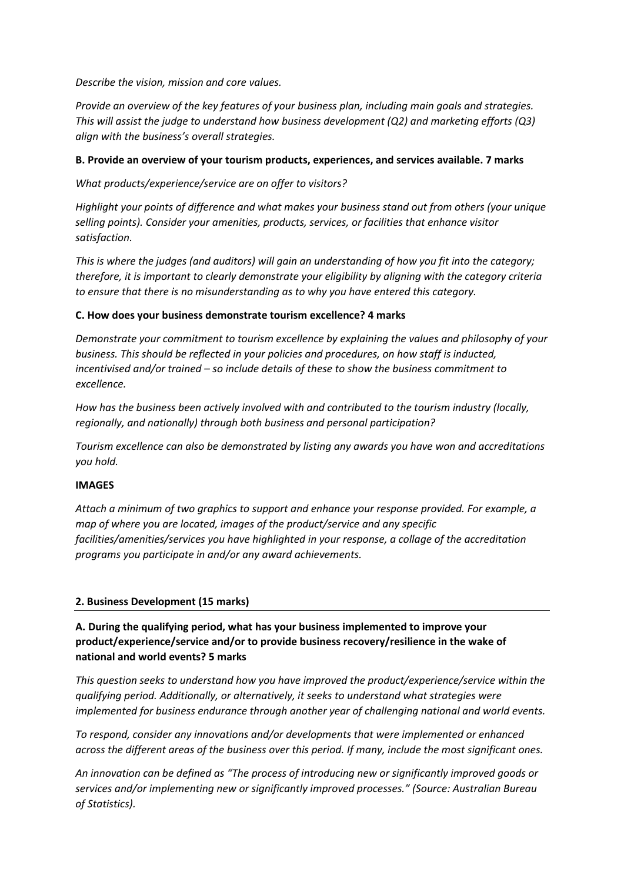*Describe the vision, mission and core values.*

*Provide an overview of the key features of your business plan, including main goals and strategies. This will assist the judge to understand how business development (Q2) and marketing efforts (Q3) align with the business's overall strategies.*

**B. Provide an overview of your tourism products, experiences, and services available. 7 marks**

*What products/experience/service are on offer to visitors?*

*Highlight your points of difference and what makes your business stand out from others (your unique selling points). Consider your amenities, products, services, or facilities that enhance visitor satisfaction.*

*This is where the judges (and auditors) will gain an understanding of how you fit into the category; therefore, it is important to clearly demonstrate your eligibility by aligning with the category criteria to ensure that there is no misunderstanding as to why you have entered this category.*

**C. How does your business demonstrate tourism excellence? 4 marks**

*Demonstrate your commitment to tourism excellence by explaining the values and philosophy of your business. This should be reflected in your policies and procedures, on how staff is inducted, incentivised and/or trained – so include details of these to show the business commitment to excellence.*

*How has the business been actively involved with and contributed to the tourism industry (locally, regionally, and nationally) through both business and personal participation?*

*Tourism excellence can also be demonstrated by listing any awards you have won and accreditations you hold.*

**IMAGES**

*Attach a minimum of two graphics to support and enhance your response provided. For example, a map of where you are located, images of the product/service and any specific facilities/amenities/services you have highlighted in your response, a collage of the accreditation programs you participate in and/or any award achievements.*

## 2. Business Development (15 marks)

**A. During the qualifying period, what has your business implemented to improve your product/experience/service and/or to provide business recovery/resilience in the wake of national and world events? 5 marks**

*This question seeks to understand how you have improved the product/experience/service within the qualifying period. Additionally, or alternatively, it seeks to understand what strategies were implemented for business endurance through another year of challenging national and world events.*

*To respond, consider any innovations and/or developments that were implemented or enhanced across the different areas of the business over this period. If many, include the most significant ones.*

*An innovation can be defined as "The process of introducing new or significantly improved goods or services and/or implementing new or significantly improved processes." (Source: Australian Bureau of Statistics).*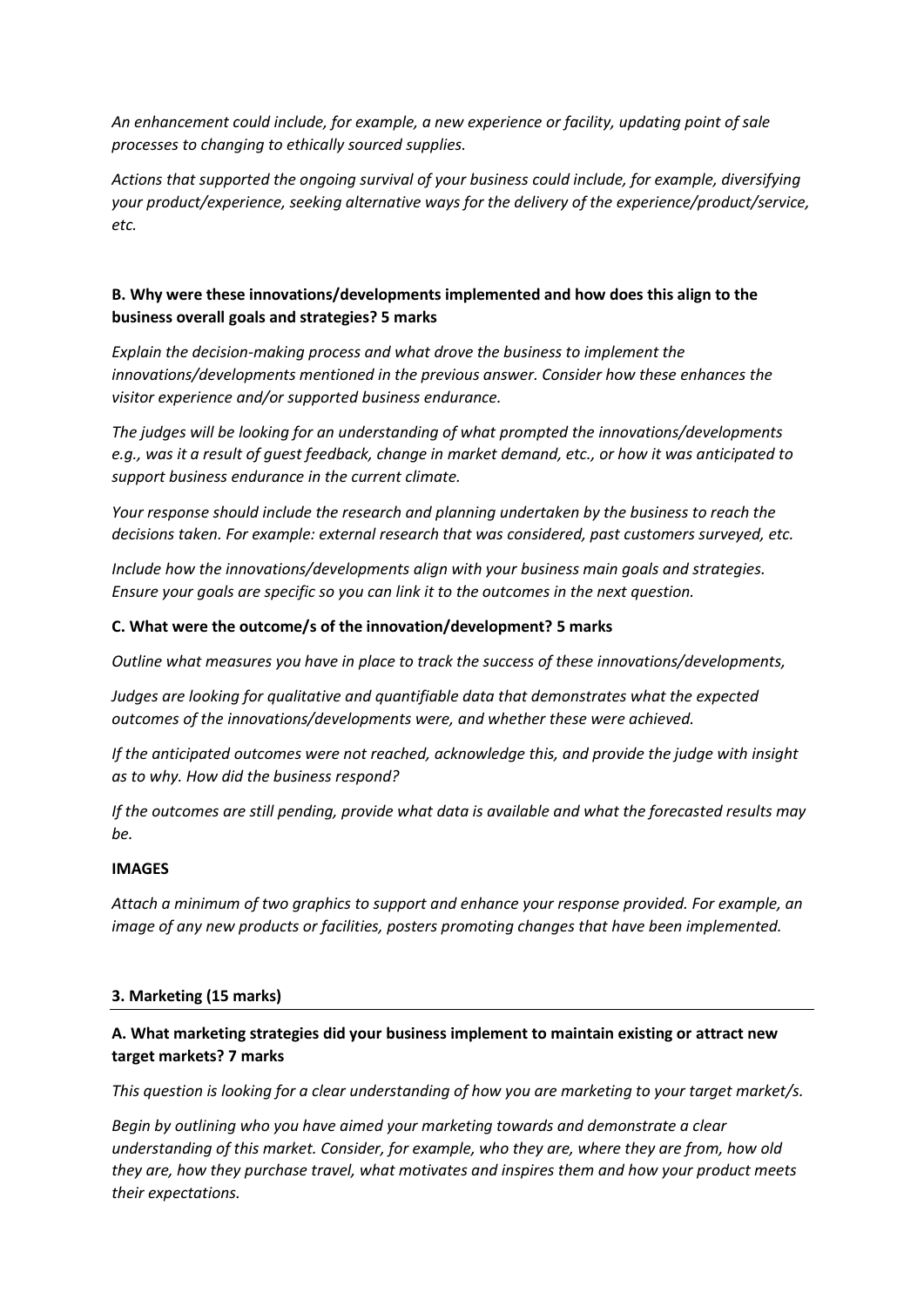*An enhancement could include, for example, a new experience or facility, updating point of sale processes to changing to ethically sourced supplies.*

*Actions that supported the ongoing survival of your business could include, for example, diversifying your product/experience, seeking alternative ways for the delivery of the experience/product/service, etc.*

**B. Why were these innovations/developments implemented and how does this align to the business overall goals and strategies? 5 marks**

*Explain the decision-making process and what drove the business to implement the innovations/developments mentioned in the previous answer. Consider how these enhances the visitor experience and/or supported business endurance.*

*The judges will be looking for an understanding of what prompted the innovations/developments e.g., was it a result of guest feedback, change in market demand, etc., or how it was anticipated to support business endurance in the current climate.*

*Your response should include the research and planning undertaken by the business to reach the decisions taken. For example: external research that was considered, past customers surveyed, etc.*

*Include how the innovations/developments align with your business main goals and strategies. Ensure your goals are specific so you can link it to the outcomes in the next question.*

**C. What were the outcome/s of the innovation/development? 5 marks**

*Outline what measures you have in place to track the success of these innovations/developments,*

*Judges are looking for qualitative and quantifiable data that demonstrates what the expected outcomes of the innovations/developments were, and whether these were achieved.*

*If the anticipated outcomes were not reached, acknowledge this, and provide the judge with insight as to why. How did the business respond?*

*If the outcomes are still pending, provide what data is available and what the forecasted results may be.*

**IMAGES**

*Attach a minimum of two graphics to support and enhance your response provided. For example, an image of any new products or facilities, posters promoting changes that have been implemented.*

**3. Marketing (15 marks)**

---

**A. What marketing strategies did your business implement to maintain existing or attract new target markets? 7 marks**

*This question is looking for a clear understanding of how you are marketing to your target market/s.*

*Begin by outlining who you have aimed your marketing towards and demonstrate a clear understanding of this market. Consider, for example, who they are, where they are from, how old they are, how they purchase travel, what motivates and inspires them and how your product meets their expectations.*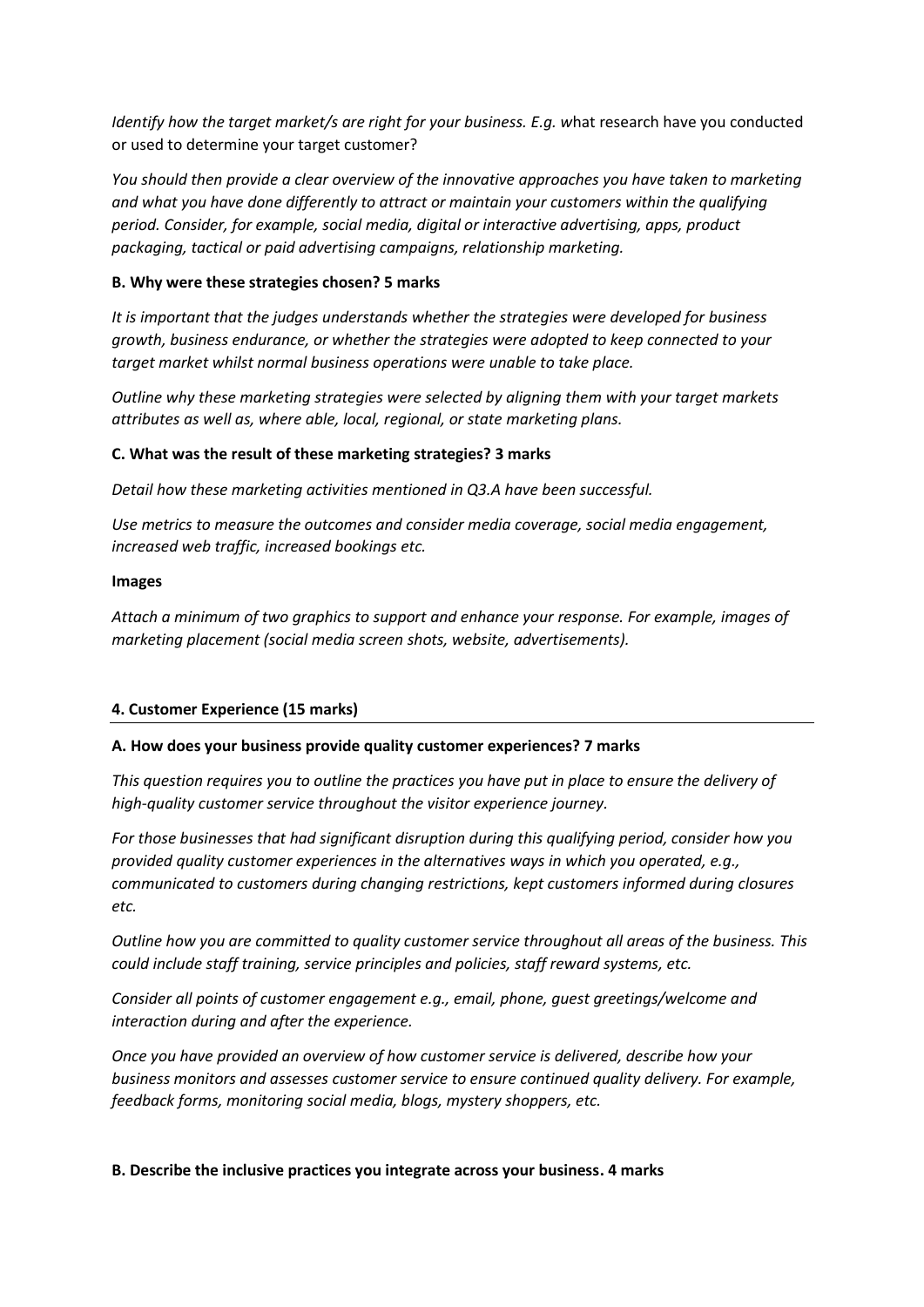*Identify how the target market/s are right for your business. E.g. w*hat research have you conducted or used to determine your target customer?

*You should then provide a clear overview of the innovative approaches you have taken to marketing and what you have done differently to attract or maintain your customers within the qualifying period. Consider, for example, social media, digital or interactive advertising, apps, product packaging, tactical or paid advertising campaigns, relationship marketing.*

**B. Why were these strategies chosen? 5 marks**

*It is important that the judges understands whether the strategies were developed for business growth, business endurance, or whether the strategies were adopted to keep connected to your target market whilst normal business operations were unable to take place.*

*Outline why these marketing strategies were selected by aligning them with your target markets attributes as well as, where able, local, regional, or state marketing plans.*

**C. What was the result of these marketing strategies? 3 marks**

*Detail how these marketing activities mentioned in Q3.A have been successful.*

*Use metrics to measure the outcomes and consider media coverage, social media engagement, increased web traffic, increased bookings etc.*

**Images**

*Attach a minimum of two graphics to support and enhance your response. For example, images of marketing placement (social media screen shots, website, advertisements).*

## 4. Customer Experience (15 marks)

**A. How does your business provide quality customer experiences? 7 marks**

*This question requires you to outline the practices you have put in place to ensure the delivery of high-quality customer service throughout the visitor experience journey.*

*For those businesses that had significant disruption during this qualifying period, consider how you provided quality customer experiences in the alternatives ways in which you operated, e.g., communicated to customers during changing restrictions, kept customers informed during closures etc.*

*Outline how you are committed to quality customer service throughout all areas of the business. This could include staff training, service principles and policies, staff reward systems, etc.*

*Consider all points of customer engagement e.g., email, phone, guest greetings/welcome and interaction during and after the experience.*

*Once you have provided an overview of how customer service is delivered, describe how your business monitors and assesses customer service to ensure continued quality delivery. For example, feedback forms, monitoring social media, blogs, mystery shoppers, etc.*

**B. Describe the inclusive practices you integrate across your business. 4 marks**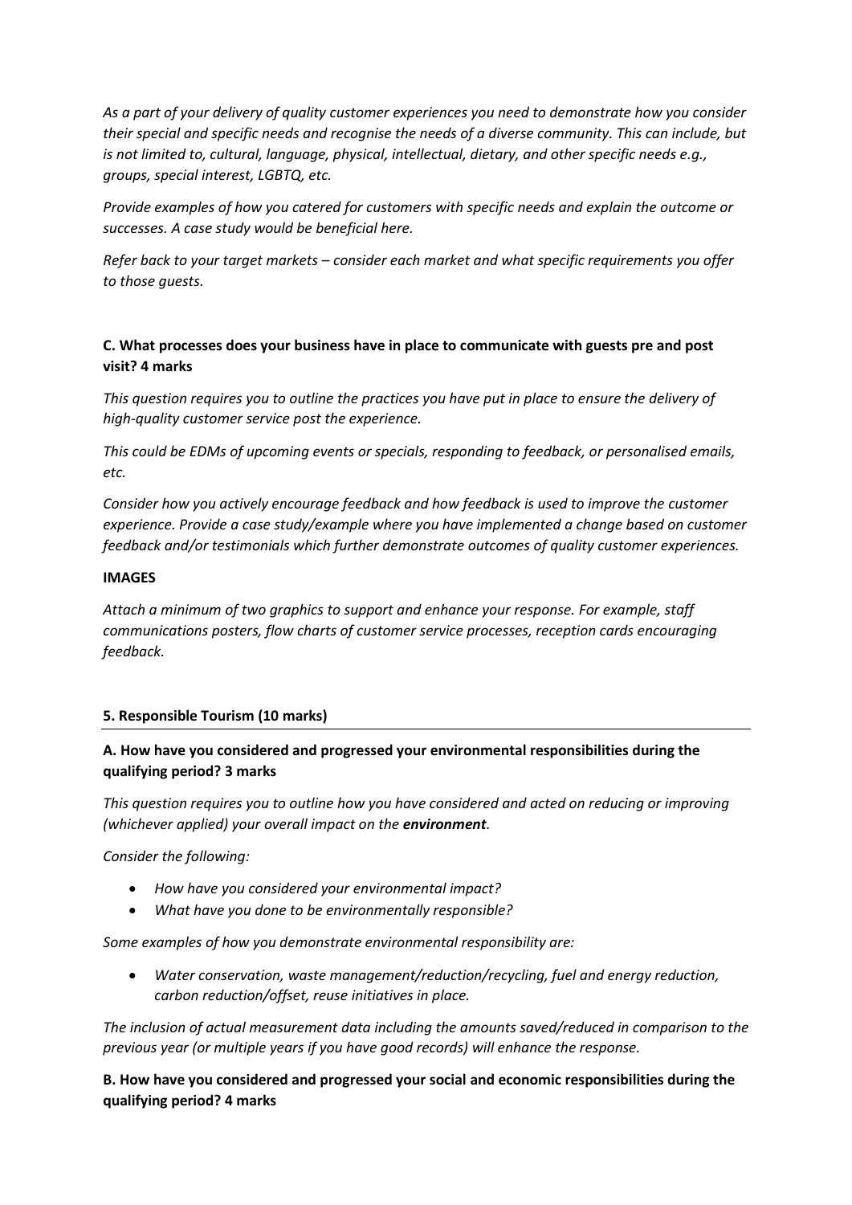*As a part of your delivery of quality customer experiences you need to demonstrate how you consider their special and specific needs and recognise the needs of a diverse community. This can include, but is not limited to, cultural, language, physical, intellectual, dietary, and other specific needs e.g., groups, special interest, LGBTQ, etc.*

*Provide examples of how you catered for customers with specific needs and explain the outcome or successes. A case study would be beneficial here.*

*Refer back to your target markets – consider each market and what specific requirements you offer to those guests.*

**C. What processes does your business have in place to communicate with guests pre and post visit? 4 marks**

*This question requires you to outline the practices you have put in place to ensure the delivery of high-quality customer service post the experience.*

*This could be EDMs of upcoming events or specials, responding to feedback, or personalised emails, etc.*

*Consider how you actively encourage feedback and how feedback is used to improve the customer experience. Provide a case study/example where you have implemented a change based on customer feedback and/or testimonials which further demonstrate outcomes of quality customer experiences.*

**IMAGES**

*Attach a minimum of two graphics to support and enhance your response. For example, staff communications posters, flow charts of customer service processes, reception cards encouraging feedback.*

## 5. Responsible Tourism (10 marks)

**A. How have you considered and progressed your environmental responsibilities during the qualifying period? 3 marks**

*This question requires you to outline how you have considered and acted on reducing or improving (whichever applied) your overall impact on the **environment**.*

*Consider the following:*

- *How have you considered your environmental impact?*
- *What have you done to be environmentally responsible?*

*Some examples of how you demonstrate environmental responsibility are:*

- *Water conservation, waste management/reduction/recycling, fuel and energy reduction, carbon reduction/offset, reuse initiatives in place.*

*The inclusion of actual measurement data including the amounts saved/reduced in comparison to the previous year (or multiple years if you have good records) will enhance the response.*

**B. How have you considered and progressed your social and economic responsibilities during the qualifying period? 4 marks**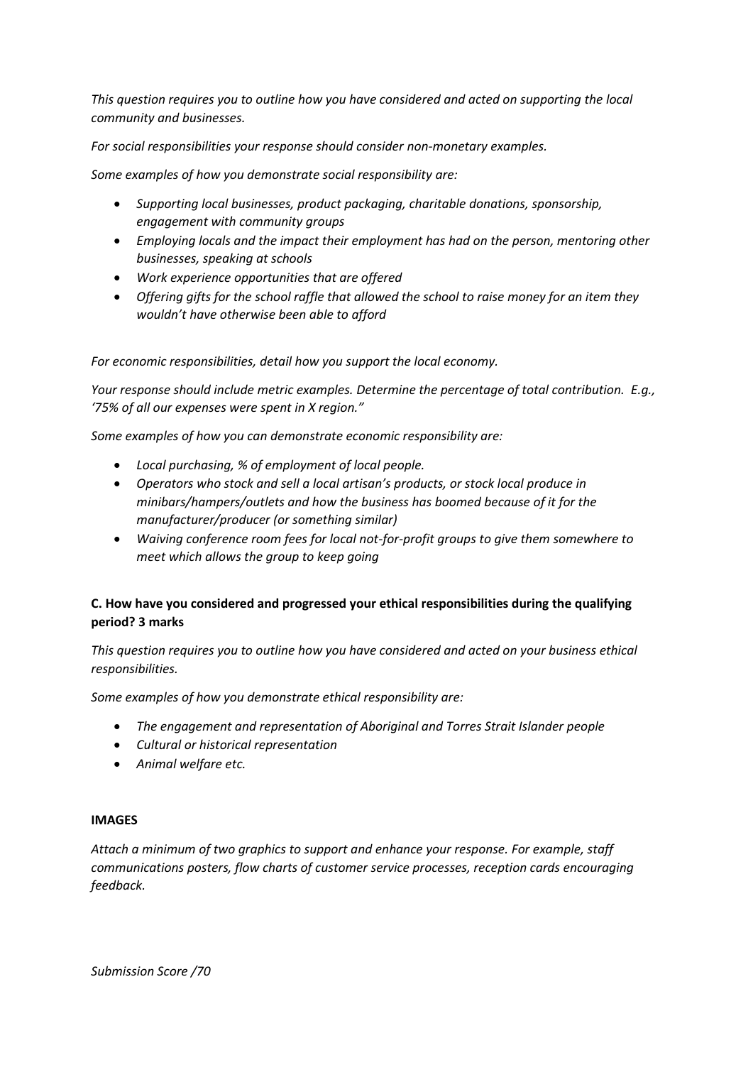*This question requires you to outline how you have considered and acted on supporting the local community and businesses.*

*For social responsibilities your response should consider non-monetary examples.*

*Some examples of how you demonstrate social responsibility are:*

- *Supporting local businesses, product packaging, charitable donations, sponsorship, engagement with community groups*
- *Employing locals and the impact their employment has had on the person, mentoring other businesses, speaking at schools*
- *Work experience opportunities that are offered*
- *Offering gifts for the school raffle that allowed the school to raise money for an item they wouldn't have otherwise been able to afford*

*For economic responsibilities, detail how you support the local economy.*

*Your response should include metric examples. Determine the percentage of total contribution. E.g., '75% of all our expenses were spent in X region."*

*Some examples of how you can demonstrate economic responsibility are:*

- *Local purchasing, % of employment of local people.*
- *Operators who stock and sell a local artisan's products, or stock local produce in minibars/hampers/outlets and how the business has boomed because of it for the manufacturer/producer (or something similar)*
- *Waiving conference room fees for local not-for-profit groups to give them somewhere to meet which allows the group to keep going*

**C. How have you considered and progressed your ethical responsibilities during the qualifying period? 3 marks**

*This question requires you to outline how you have considered and acted on your business ethical responsibilities.*

*Some examples of how you demonstrate ethical responsibility are:*

- *The engagement and representation of Aboriginal and Torres Strait Islander people*
- *Cultural or historical representation*
- *Animal welfare etc.*

**IMAGES**

*Attach a minimum of two graphics to support and enhance your response. For example, staff communications posters, flow charts of customer service processes, reception cards encouraging feedback.*

*Submission Score /70*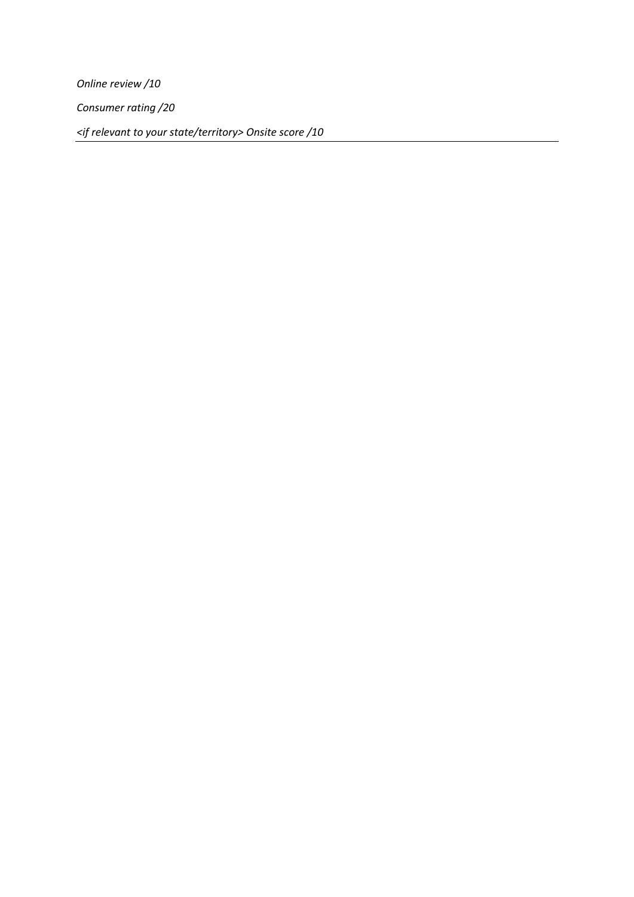*Online review /10*

*Consumer rating /20*

*<if relevant to your state/territory> Onsite score /10*

---